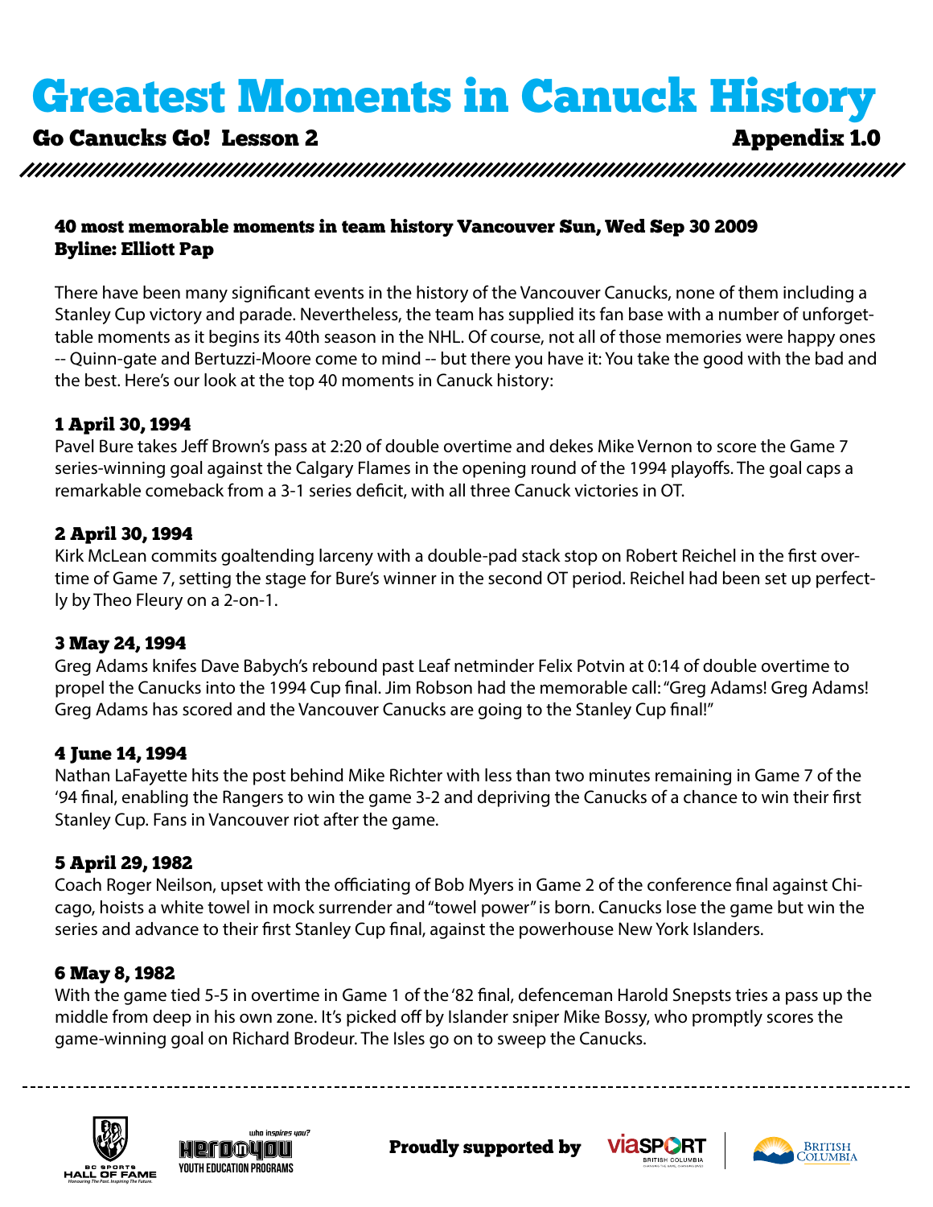# Greatest Moments in Canuck History

**Go Canucks Go! Lesson 2** **Appendix 1.0**

**40 most memorable moments in team history Vancouver Sun, Wed Sep 30 2009**
**Byline: Elliott Pap**

There have been many significant events in the history of the Vancouver Canucks, none of them including a Stanley Cup victory and parade. Nevertheless, the team has supplied its fan base with a number of unforgettable moments as it begins its 40th season in the NHL. Of course, not all of those memories were happy ones -- Quinn-gate and Bertuzzi-Moore come to mind -- but there you have it: You take the good with the bad and the best. Here's our look at the top 40 moments in Canuck history:

### 1 April 30, 1994

Pavel Bure takes Jeff Brown's pass at 2:20 of double overtime and dekes Mike Vernon to score the Game 7 series-winning goal against the Calgary Flames in the opening round of the 1994 playoffs. The goal caps a remarkable comeback from a 3-1 series deficit, with all three Canuck victories in OT.

### 2 April 30, 1994

Kirk McLean commits goaltending larceny with a double-pad stack stop on Robert Reichel in the first overtime of Game 7, setting the stage for Bure's winner in the second OT period. Reichel had been set up perfectly by Theo Fleury on a 2-on-1.

### 3 May 24, 1994

Greg Adams knifes Dave Babych's rebound past Leaf netminder Felix Potvin at 0:14 of double overtime to propel the Canucks into the 1994 Cup final. Jim Robson had the memorable call: "Greg Adams! Greg Adams! Greg Adams has scored and the Vancouver Canucks are going to the Stanley Cup final!"

### 4 June 14, 1994

Nathan LaFayette hits the post behind Mike Richter with less than two minutes remaining in Game 7 of the '94 final, enabling the Rangers to win the game 3-2 and depriving the Canucks of a chance to win their first Stanley Cup. Fans in Vancouver riot after the game.

### 5 April 29, 1982

Coach Roger Neilson, upset with the officiating of Bob Myers in Game 2 of the conference final against Chicago, hoists a white towel in mock surrender and "towel power" is born. Canucks lose the game but win the series and advance to their first Stanley Cup final, against the powerhouse New York Islanders.

### 6 May 8, 1982

With the game tied 5-5 in overtime in Game 1 of the '82 final, defenceman Harold Snepsts tries a pass up the middle from deep in his own zone. It's picked off by Islander sniper Mike Bossy, who promptly scores the game-winning goal on Richard Brodeur. The Isles go on to sweep the Canucks.

Proudly supported by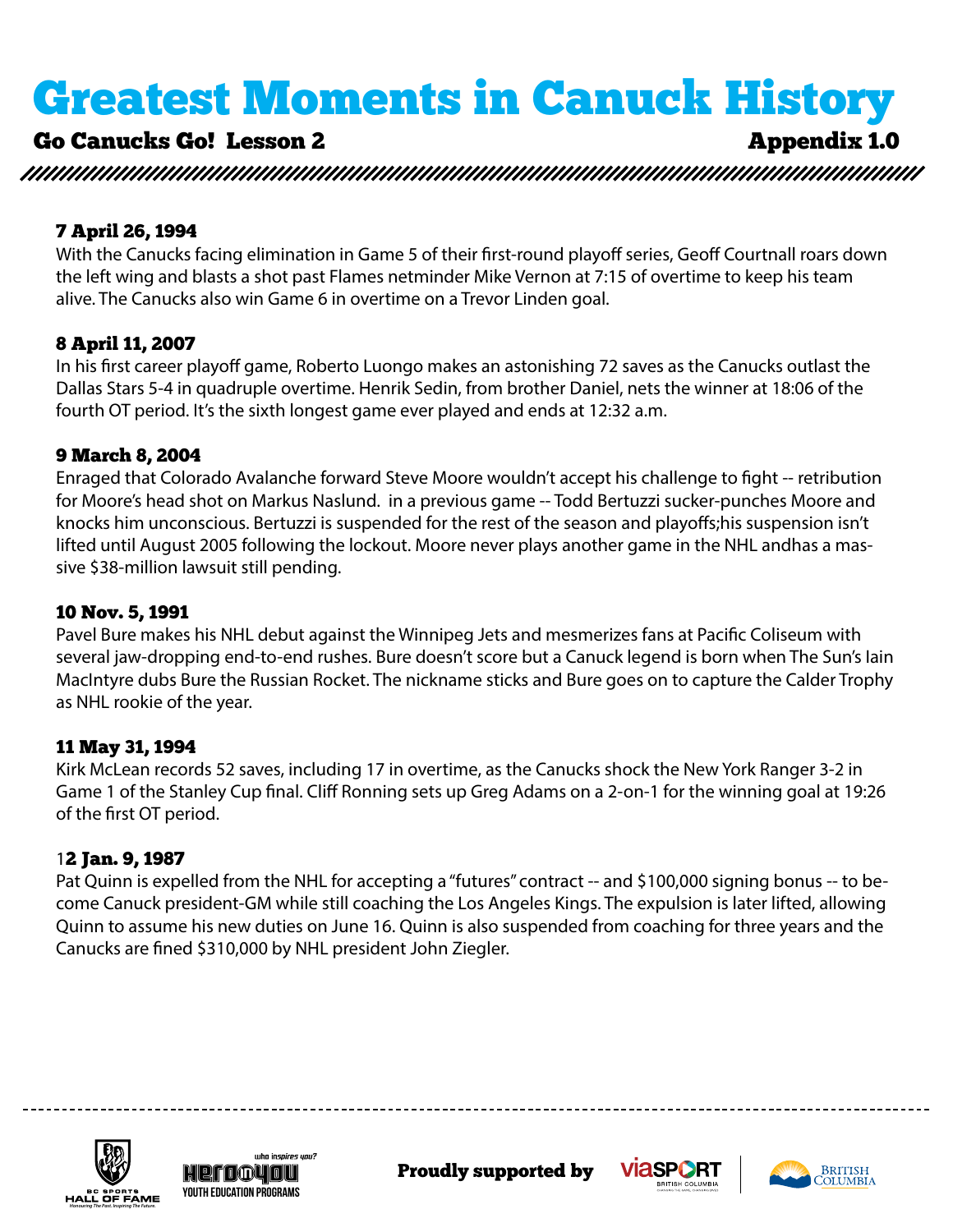# Greatest Moments in Canuck History

**Go Canucks Go! Lesson 2** **Appendix 1.0**

### 7 April 26, 1994

With the Canucks facing elimination in Game 5 of their first-round playoff series, Geoff Courtnall roars down the left wing and blasts a shot past Flames netminder Mike Vernon at 7:15 of overtime to keep his team alive. The Canucks also win Game 6 in overtime on a Trevor Linden goal.

### 8 April 11, 2007

In his first career playoff game, Roberto Luongo makes an astonishing 72 saves as the Canucks outlast the Dallas Stars 5-4 in quadruple overtime. Henrik Sedin, from brother Daniel, nets the winner at 18:06 of the fourth OT period. It's the sixth longest game ever played and ends at 12:32 a.m.

### 9 March 8, 2004

Enraged that Colorado Avalanche forward Steve Moore wouldn't accept his challenge to fight -- retribution for Moore's head shot on Markus Naslund. in a previous game -- Todd Bertuzzi sucker-punches Moore and knocks him unconscious. Bertuzzi is suspended for the rest of the season and playoffs;his suspension isn't lifted until August 2005 following the lockout. Moore never plays another game in the NHL andhas a massive $38-million lawsuit still pending.

### 10 Nov. 5, 1991

Pavel Bure makes his NHL debut against the Winnipeg Jets and mesmerizes fans at Pacific Coliseum with several jaw-dropping end-to-end rushes. Bure doesn't score but a Canuck legend is born when The Sun's Iain MacIntyre dubs Bure the Russian Rocket. The nickname sticks and Bure goes on to capture the Calder Trophy as NHL rookie of the year.

### 11 May 31, 1994

Kirk McLean records 52 saves, including 17 in overtime, as the Canucks shock the New York Ranger 3-2 in Game 1 of the Stanley Cup final. Cliff Ronning sets up Greg Adams on a 2-on-1 for the winning goal at 19:26 of the first OT period.

### 12 Jan. 9, 1987

Pat Quinn is expelled from the NHL for accepting a "futures" contract -- and $100,000 signing bonus -- to become Canuck president-GM while still coaching the Los Angeles Kings. The expulsion is later lifted, allowing Quinn to assume his new duties on June 16. Quinn is also suspended from coaching for three years and the Canucks are fined $310,000 by NHL president John Ziegler.

**Proudly supported by**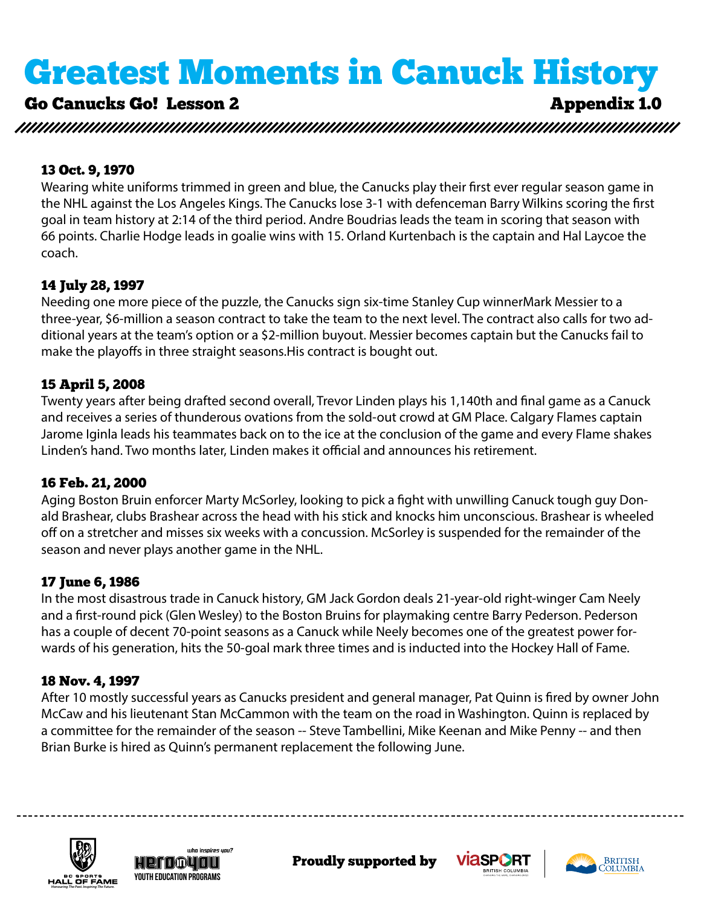# Greatest Moments in Canuck History

**Go Canucks Go! Lesson 2** **Appendix 1.0**

### 13 Oct. 9, 1970

Wearing white uniforms trimmed in green and blue, the Canucks play their first ever regular season game in the NHL against the Los Angeles Kings. The Canucks lose 3-1 with defenceman Barry Wilkins scoring the first goal in team history at 2:14 of the third period. Andre Boudrias leads the team in scoring that season with 66 points. Charlie Hodge leads in goalie wins with 15. Orland Kurtenbach is the captain and Hal Laycoe the coach.

### 14 July 28, 1997

Needing one more piece of the puzzle, the Canucks sign six-time Stanley Cup winnerMark Messier to a three-year, $6-million a season contract to take the team to the next level. The contract also calls for two additional years at the team's option or a $2-million buyout. Messier becomes captain but the Canucks fail to make the playoffs in three straight seasons.His contract is bought out.

### 15 April 5, 2008

Twenty years after being drafted second overall, Trevor Linden plays his 1,140th and final game as a Canuck and receives a series of thunderous ovations from the sold-out crowd at GM Place. Calgary Flames captain Jarome Iginla leads his teammates back on to the ice at the conclusion of the game and every Flame shakes Linden's hand. Two months later, Linden makes it official and announces his retirement.

### 16 Feb. 21, 2000

Aging Boston Bruin enforcer Marty McSorley, looking to pick a fight with unwilling Canuck tough guy Donald Brashear, clubs Brashear across the head with his stick and knocks him unconscious. Brashear is wheeled off on a stretcher and misses six weeks with a concussion. McSorley is suspended for the remainder of the season and never plays another game in the NHL.

### 17 June 6, 1986

In the most disastrous trade in Canuck history, GM Jack Gordon deals 21-year-old right-winger Cam Neely and a first-round pick (Glen Wesley) to the Boston Bruins for playmaking centre Barry Pederson. Pederson has a couple of decent 70-point seasons as a Canuck while Neely becomes one of the greatest power forwards of his generation, hits the 50-goal mark three times and is inducted into the Hockey Hall of Fame.

### 18 Nov. 4, 1997

After 10 mostly successful years as Canucks president and general manager, Pat Quinn is fired by owner John McCaw and his lieutenant Stan McCammon with the team on the road in Washington. Quinn is replaced by a committee for the remainder of the season -- Steve Tambellini, Mike Keenan and Mike Penny -- and then Brian Burke is hired as Quinn's permanent replacement the following June.

BC Sports Hall of Fame — Honouring The Past. Inspiring The Future. | who inspires you? HeroOnYou Youth Education Programs | **Proudly supported by** viaSport British Columbia | British Columbia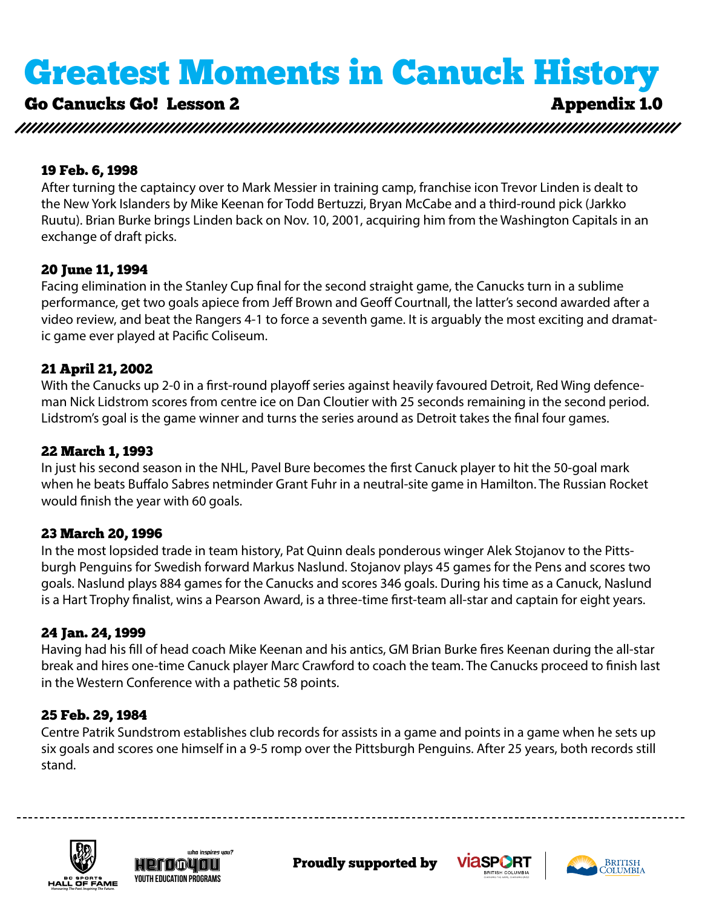# Greatest Moments in Canuck History

**Go Canucks Go! Lesson 2** — **Appendix 1.0**

### 19 Feb. 6, 1998

After turning the captaincy over to Mark Messier in training camp, franchise icon Trevor Linden is dealt to the New York Islanders by Mike Keenan for Todd Bertuzzi, Bryan McCabe and a third-round pick (Jarkko Ruutu). Brian Burke brings Linden back on Nov. 10, 2001, acquiring him from the Washington Capitals in an exchange of draft picks.

### 20 June 11, 1994

Facing elimination in the Stanley Cup final for the second straight game, the Canucks turn in a sublime performance, get two goals apiece from Jeff Brown and Geoff Courtnall, the latter's second awarded after a video review, and beat the Rangers 4-1 to force a seventh game. It is arguably the most exciting and dramatic game ever played at Pacific Coliseum.

### 21 April 21, 2002

With the Canucks up 2-0 in a first-round playoff series against heavily favoured Detroit, Red Wing defenceman Nick Lidstrom scores from centre ice on Dan Cloutier with 25 seconds remaining in the second period. Lidstrom's goal is the game winner and turns the series around as Detroit takes the final four games.

### 22 March 1, 1993

In just his second season in the NHL, Pavel Bure becomes the first Canuck player to hit the 50-goal mark when he beats Buffalo Sabres netminder Grant Fuhr in a neutral-site game in Hamilton. The Russian Rocket would finish the year with 60 goals.

### 23 March 20, 1996

In the most lopsided trade in team history, Pat Quinn deals ponderous winger Alek Stojanov to the Pittsburgh Penguins for Swedish forward Markus Naslund. Stojanov plays 45 games for the Pens and scores two goals. Naslund plays 884 games for the Canucks and scores 346 goals. During his time as a Canuck, Naslund is a Hart Trophy finalist, wins a Pearson Award, is a three-time first-team all-star and captain for eight years.

### 24 Jan. 24, 1999

Having had his fill of head coach Mike Keenan and his antics, GM Brian Burke fires Keenan during the all-star break and hires one-time Canuck player Marc Crawford to coach the team. The Canucks proceed to finish last in the Western Conference with a pathetic 58 points.

### 25 Feb. 29, 1984

Centre Patrik Sundstrom establishes club records for assists in a game and points in a game when he sets up six goals and scores one himself in a 9-5 romp over the Pittsburgh Penguins. After 25 years, both records still stand.

BC Sports Hall of Fame — Honouring The Past. Inspiring The Future. | who inspires you? Hero in You — Youth Education Programs | **Proudly supported by** viaSport British Columbia | British Columbia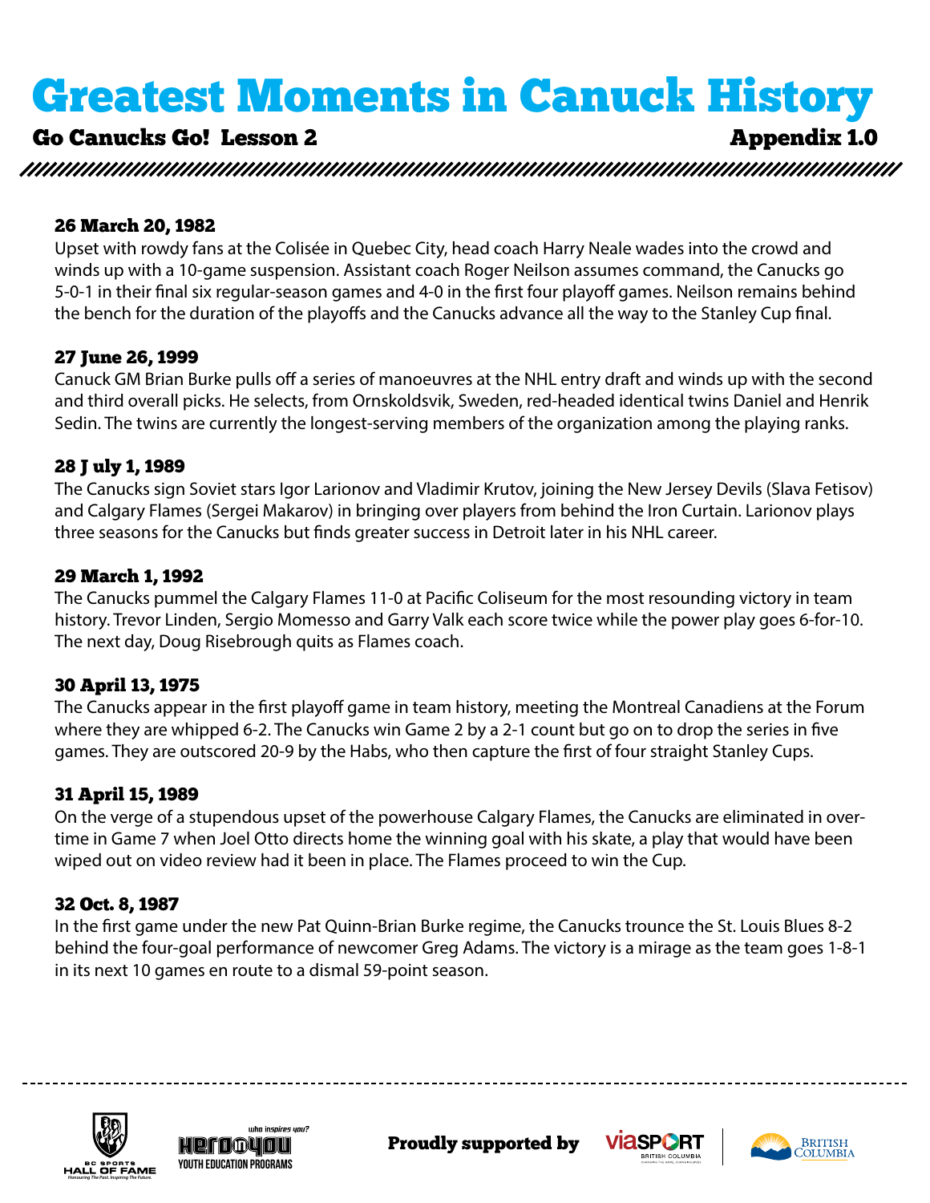# Greatest Moments in Canuck History

**Go Canucks Go! Lesson 2** **Appendix 1.0**

### 26 March 20, 1982

Upset with rowdy fans at the Colisée in Quebec City, head coach Harry Neale wades into the crowd and winds up with a 10-game suspension. Assistant coach Roger Neilson assumes command, the Canucks go 5-0-1 in their final six regular-season games and 4-0 in the first four playoff games. Neilson remains behind the bench for the duration of the playoffs and the Canucks advance all the way to the Stanley Cup final.

### 27 June 26, 1999

Canuck GM Brian Burke pulls off a series of manoeuvres at the NHL entry draft and winds up with the second and third overall picks. He selects, from Ornskoldsvik, Sweden, red-headed identical twins Daniel and Henrik Sedin. The twins are currently the longest-serving members of the organization among the playing ranks.

### 28 J uly 1, 1989

The Canucks sign Soviet stars Igor Larionov and Vladimir Krutov, joining the New Jersey Devils (Slava Fetisov) and Calgary Flames (Sergei Makarov) in bringing over players from behind the Iron Curtain. Larionov plays three seasons for the Canucks but finds greater success in Detroit later in his NHL career.

### 29 March 1, 1992

The Canucks pummel the Calgary Flames 11-0 at Pacific Coliseum for the most resounding victory in team history. Trevor Linden, Sergio Momesso and Garry Valk each score twice while the power play goes 6-for-10. The next day, Doug Risebrough quits as Flames coach.

### 30 April 13, 1975

The Canucks appear in the first playoff game in team history, meeting the Montreal Canadiens at the Forum where they are whipped 6-2. The Canucks win Game 2 by a 2-1 count but go on to drop the series in five games. They are outscored 20-9 by the Habs, who then capture the first of four straight Stanley Cups.

### 31 April 15, 1989

On the verge of a stupendous upset of the powerhouse Calgary Flames, the Canucks are eliminated in over-time in Game 7 when Joel Otto directs home the winning goal with his skate, a play that would have been wiped out on video review had it been in place. The Flames proceed to win the Cup.

### 32 Oct. 8, 1987

In the first game under the new Pat Quinn-Brian Burke regime, the Canucks trounce the St. Louis Blues 8-2 behind the four-goal performance of newcomer Greg Adams. The victory is a mirage as the team goes 1-8-1 in its next 10 games en route to a dismal 59-point season.

**Proudly supported by**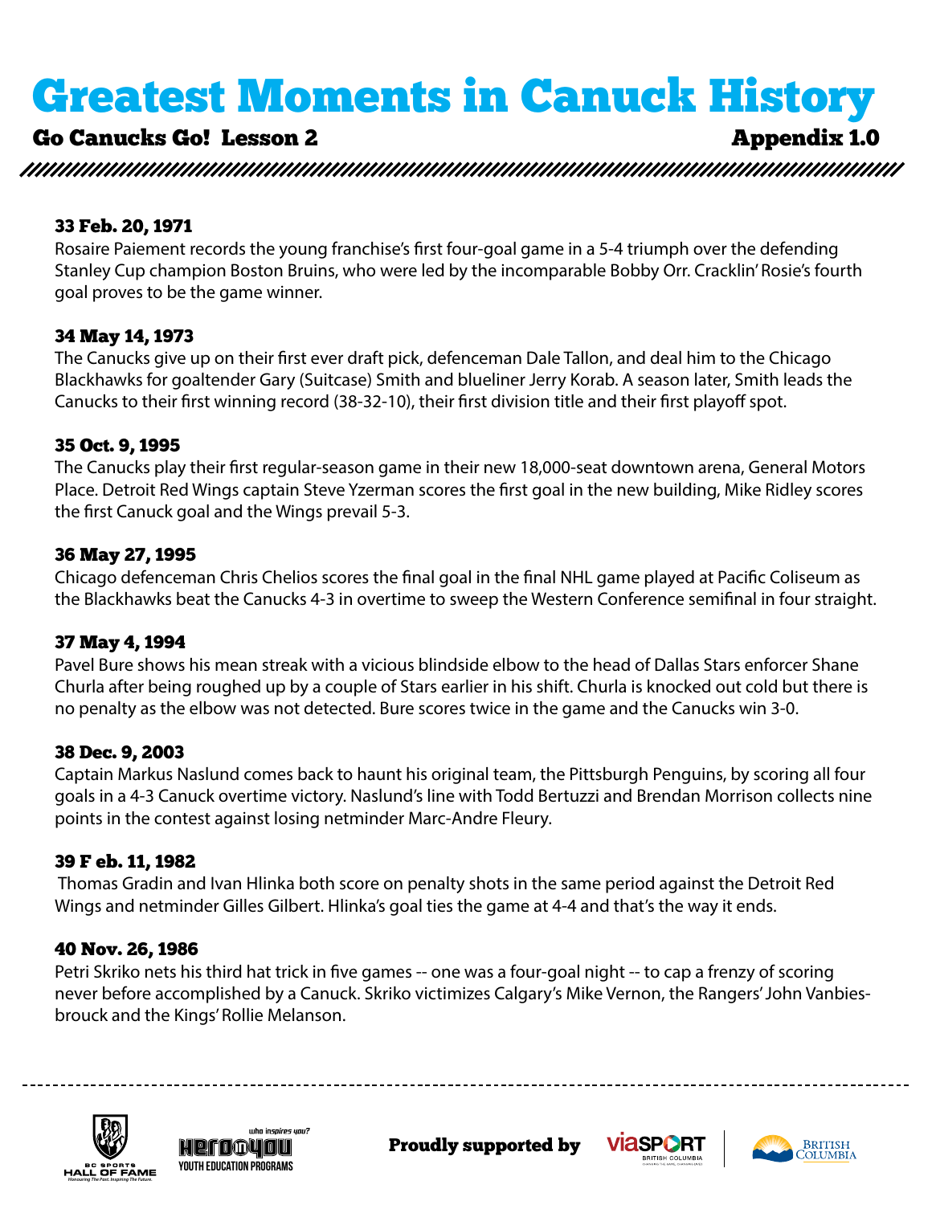# Greatest Moments in Canuck History

**Go Canucks Go! Lesson 2** **Appendix 1.0**

### 33 Feb. 20, 1971

Rosaire Paiement records the young franchise's first four-goal game in a 5-4 triumph over the defending Stanley Cup champion Boston Bruins, who were led by the incomparable Bobby Orr. Cracklin' Rosie's fourth goal proves to be the game winner.

### 34 May 14, 1973

The Canucks give up on their first ever draft pick, defenceman Dale Tallon, and deal him to the Chicago Blackhawks for goaltender Gary (Suitcase) Smith and blueliner Jerry Korab. A season later, Smith leads the Canucks to their first winning record (38-32-10), their first division title and their first playoff spot.

### 35 Oct. 9, 1995

The Canucks play their first regular-season game in their new 18,000-seat downtown arena, General Motors Place. Detroit Red Wings captain Steve Yzerman scores the first goal in the new building, Mike Ridley scores the first Canuck goal and the Wings prevail 5-3.

### 36 May 27, 1995

Chicago defenceman Chris Chelios scores the final goal in the final NHL game played at Pacific Coliseum as the Blackhawks beat the Canucks 4-3 in overtime to sweep the Western Conference semifinal in four straight.

### 37 May 4, 1994

Pavel Bure shows his mean streak with a vicious blindside elbow to the head of Dallas Stars enforcer Shane Churla after being roughed up by a couple of Stars earlier in his shift. Churla is knocked out cold but there is no penalty as the elbow was not detected. Bure scores twice in the game and the Canucks win 3-0.

### 38 Dec. 9, 2003

Captain Markus Naslund comes back to haunt his original team, the Pittsburgh Penguins, by scoring all four goals in a 4-3 Canuck overtime victory. Naslund's line with Todd Bertuzzi and Brendan Morrison collects nine points in the contest against losing netminder Marc-Andre Fleury.

### 39 F eb. 11, 1982

Thomas Gradin and Ivan Hlinka both score on penalty shots in the same period against the Detroit Red Wings and netminder Gilles Gilbert. Hlinka's goal ties the game at 4-4 and that's the way it ends.

### 40 Nov. 26, 1986

Petri Skriko nets his third hat trick in five games -- one was a four-goal night -- to cap a frenzy of scoring never before accomplished by a Canuck. Skriko victimizes Calgary's Mike Vernon, the Rangers' John Vanbiesbrouck and the Kings' Rollie Melanson.

BC Sports Hall of Fame — Honouring The Past. Inspiring The Future. | who inspires you? HeroOyou Youth Education Programs | Proudly supported by viaSport British Columbia | British Columbia